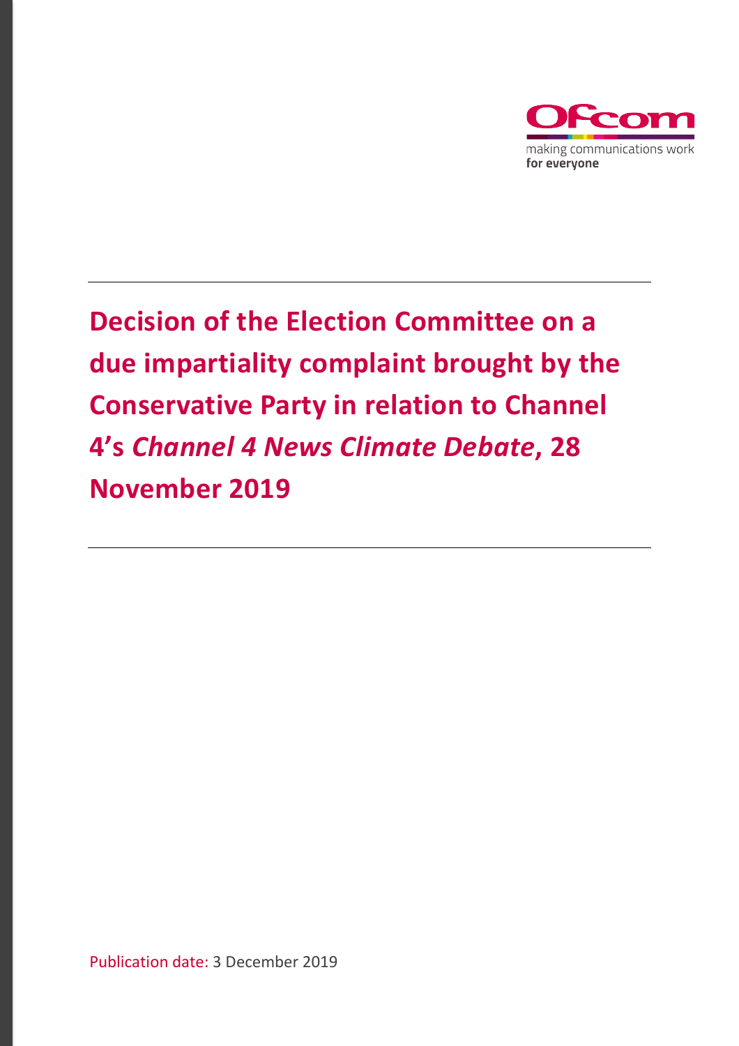Ofcom

making communications work
**for everyone**

# Decision of the Election Committee on a due impartiality complaint brought by the Conservative Party in relation to Channel 4's *Channel 4 News Climate Debate*, 28 November 2019

Publication date: 3 December 2019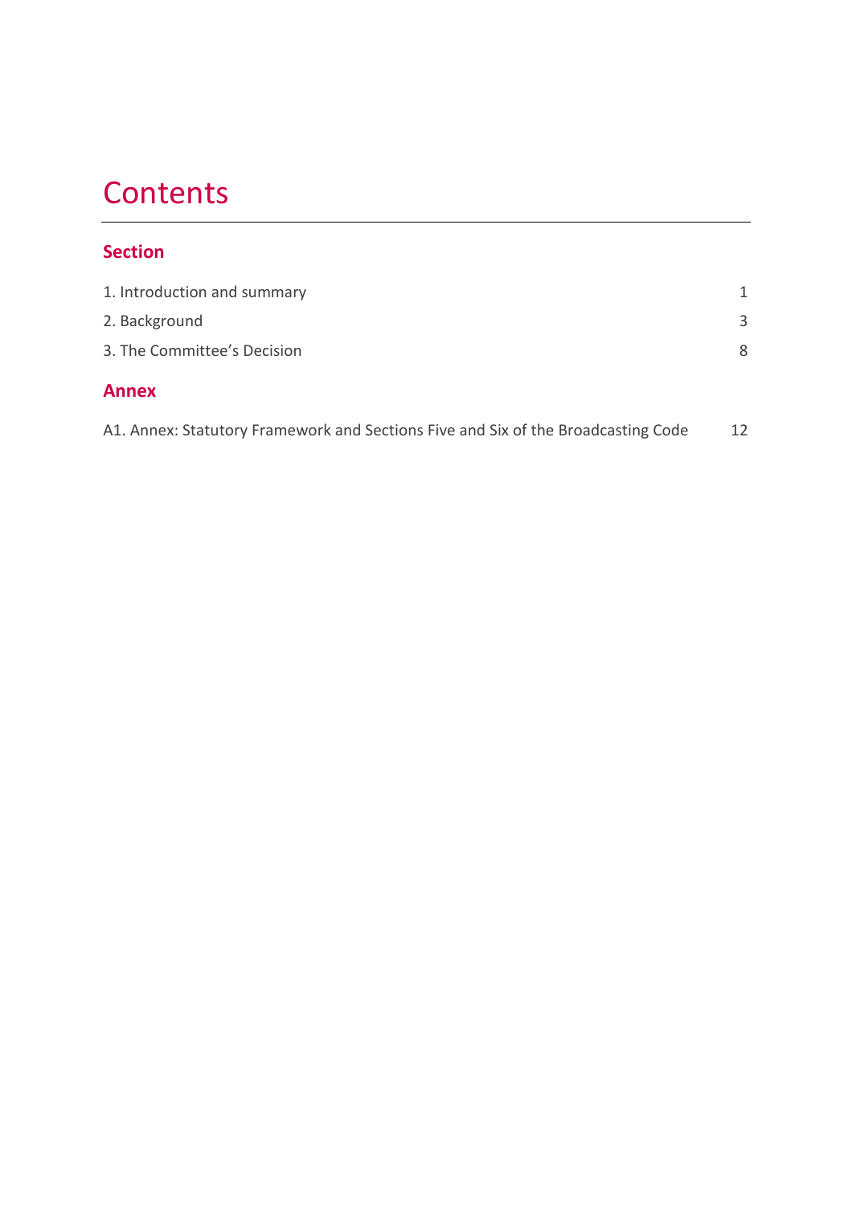# Contents

## Section

1. Introduction and summary 1

2. Background 3

3. The Committee's Decision 8

## Annex

A1. Annex: Statutory Framework and Sections Five and Six of the Broadcasting Code 12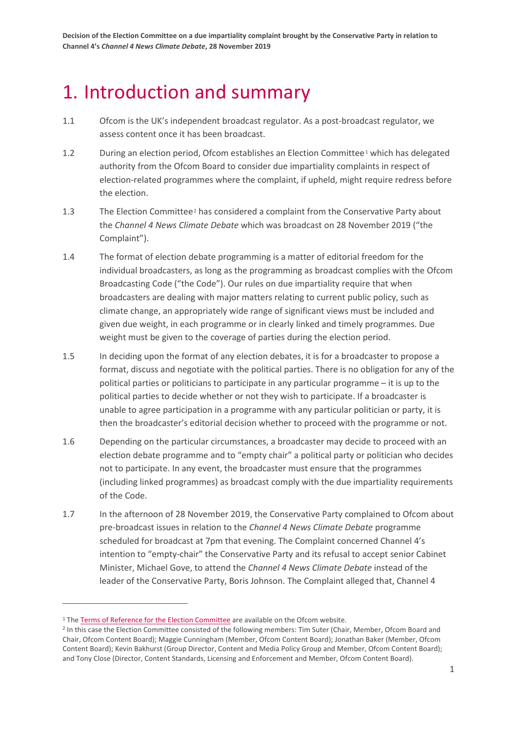# 1. Introduction and summary

1.1 Ofcom is the UK's independent broadcast regulator. As a post-broadcast regulator, we assess content once it has been broadcast.

1.2 During an election period, Ofcom establishes an Election Committee[1] which has delegated authority from the Ofcom Board to consider due impartiality complaints in respect of election-related programmes where the complaint, if upheld, might require redress before the election.

1.3 The Election Committee[2] has considered a complaint from the Conservative Party about the *Channel 4 News Climate Debate* which was broadcast on 28 November 2019 ("the Complaint").

1.4 The format of election debate programming is a matter of editorial freedom for the individual broadcasters, as long as the programming as broadcast complies with the Ofcom Broadcasting Code ("the Code"). Our rules on due impartiality require that when broadcasters are dealing with major matters relating to current public policy, such as climate change, an appropriately wide range of significant views must be included and given due weight, in each programme or in clearly linked and timely programmes. Due weight must be given to the coverage of parties during the election period.

1.5 In deciding upon the format of any election debates, it is for a broadcaster to propose a format, discuss and negotiate with the political parties. There is no obligation for any of the political parties or politicians to participate in any particular programme – it is up to the political parties to decide whether or not they wish to participate. If a broadcaster is unable to agree participation in a programme with any particular politician or party, it is then the broadcaster's editorial decision whether to proceed with the programme or not.

1.6 Depending on the particular circumstances, a broadcaster may decide to proceed with an election debate programme and to "empty chair" a political party or politician who decides not to participate. In any event, the broadcaster must ensure that the programmes (including linked programmes) as broadcast comply with the due impartiality requirements of the Code.

1.7 In the afternoon of 28 November 2019, the Conservative Party complained to Ofcom about pre-broadcast issues in relation to the *Channel 4 News Climate Debate* programme scheduled for broadcast at 7pm that evening. The Complaint concerned Channel 4's intention to "empty-chair" the Conservative Party and its refusal to accept senior Cabinet Minister, Michael Gove, to attend the *Channel 4 News Climate Debate* instead of the leader of the Conservative Party, Boris Johnson. The Complaint alleged that, Channel 4

---

[1] The Terms of Reference for the Election Committee are available on the Ofcom website.

[2] In this case the Election Committee consisted of the following members: Tim Suter (Chair, Member, Ofcom Board and Chair, Ofcom Content Board); Maggie Cunningham (Member, Ofcom Content Board); Jonathan Baker (Member, Ofcom Content Board); Kevin Bakhurst (Group Director, Content and Media Policy Group and Member, Ofcom Content Board); and Tony Close (Director, Content Standards, Licensing and Enforcement and Member, Ofcom Content Board).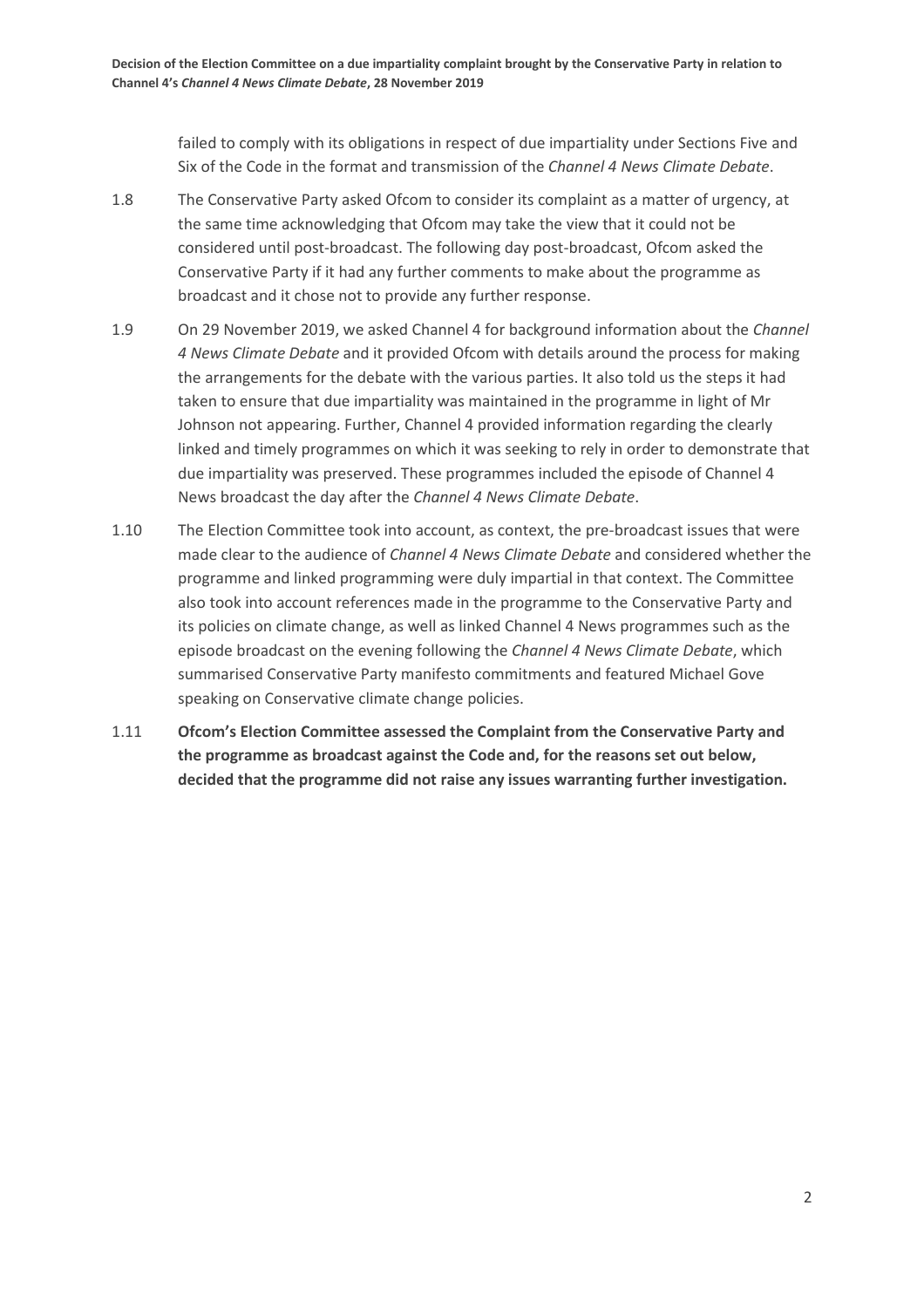failed to comply with its obligations in respect of due impartiality under Sections Five and Six of the Code in the format and transmission of the *Channel 4 News Climate Debate*.

1.8 The Conservative Party asked Ofcom to consider its complaint as a matter of urgency, at the same time acknowledging that Ofcom may take the view that it could not be considered until post-broadcast. The following day post-broadcast, Ofcom asked the Conservative Party if it had any further comments to make about the programme as broadcast and it chose not to provide any further response.

1.9 On 29 November 2019, we asked Channel 4 for background information about the *Channel 4 News Climate Debate* and it provided Ofcom with details around the process for making the arrangements for the debate with the various parties. It also told us the steps it had taken to ensure that due impartiality was maintained in the programme in light of Mr Johnson not appearing. Further, Channel 4 provided information regarding the clearly linked and timely programmes on which it was seeking to rely in order to demonstrate that due impartiality was preserved. These programmes included the episode of Channel 4 News broadcast the day after the *Channel 4 News Climate Debate*.

1.10 The Election Committee took into account, as context, the pre-broadcast issues that were made clear to the audience of *Channel 4 News Climate Debate* and considered whether the programme and linked programming were duly impartial in that context. The Committee also took into account references made in the programme to the Conservative Party and its policies on climate change, as well as linked Channel 4 News programmes such as the episode broadcast on the evening following the *Channel 4 News Climate Debate*, which summarised Conservative Party manifesto commitments and featured Michael Gove speaking on Conservative climate change policies.

1.11 **Ofcom's Election Committee assessed the Complaint from the Conservative Party and the programme as broadcast against the Code and, for the reasons set out below, decided that the programme did not raise any issues warranting further investigation.**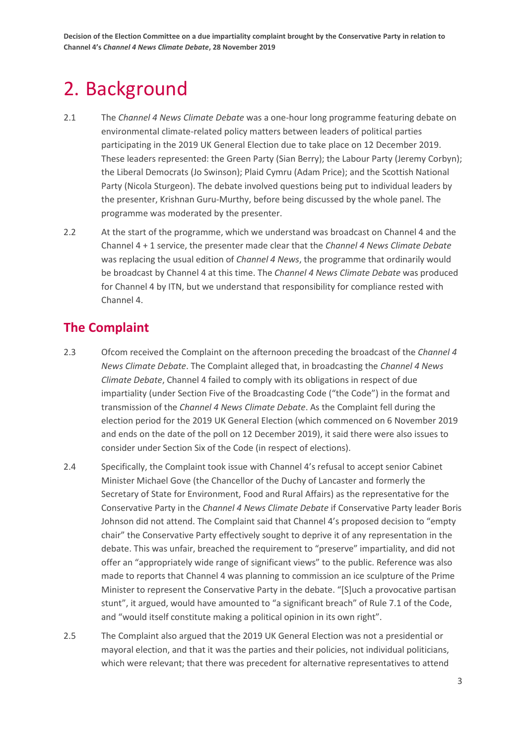# 2. Background

2.1 The *Channel 4 News Climate Debate* was a one-hour long programme featuring debate on environmental climate-related policy matters between leaders of political parties participating in the 2019 UK General Election due to take place on 12 December 2019. These leaders represented: the Green Party (Sian Berry); the Labour Party (Jeremy Corbyn); the Liberal Democrats (Jo Swinson); Plaid Cymru (Adam Price); and the Scottish National Party (Nicola Sturgeon). The debate involved questions being put to individual leaders by the presenter, Krishnan Guru-Murthy, before being discussed by the whole panel. The programme was moderated by the presenter.

2.2 At the start of the programme, which we understand was broadcast on Channel 4 and the Channel 4 + 1 service, the presenter made clear that the *Channel 4 News Climate Debate* was replacing the usual edition of *Channel 4 News*, the programme that ordinarily would be broadcast by Channel 4 at this time. The *Channel 4 News Climate Debate* was produced for Channel 4 by ITN, but we understand that responsibility for compliance rested with Channel 4.

## The Complaint

2.3 Ofcom received the Complaint on the afternoon preceding the broadcast of the *Channel 4 News Climate Debate*. The Complaint alleged that, in broadcasting the *Channel 4 News Climate Debate*, Channel 4 failed to comply with its obligations in respect of due impartiality (under Section Five of the Broadcasting Code ("the Code") in the format and transmission of the *Channel 4 News Climate Debate*. As the Complaint fell during the election period for the 2019 UK General Election (which commenced on 6 November 2019 and ends on the date of the poll on 12 December 2019), it said there were also issues to consider under Section Six of the Code (in respect of elections).

2.4 Specifically, the Complaint took issue with Channel 4's refusal to accept senior Cabinet Minister Michael Gove (the Chancellor of the Duchy of Lancaster and formerly the Secretary of State for Environment, Food and Rural Affairs) as the representative for the Conservative Party in the *Channel 4 News Climate Debate* if Conservative Party leader Boris Johnson did not attend. The Complaint said that Channel 4's proposed decision to "empty chair" the Conservative Party effectively sought to deprive it of any representation in the debate. This was unfair, breached the requirement to "preserve" impartiality, and did not offer an "appropriately wide range of significant views" to the public. Reference was also made to reports that Channel 4 was planning to commission an ice sculpture of the Prime Minister to represent the Conservative Party in the debate. "[S]uch a provocative partisan stunt", it argued, would have amounted to "a significant breach" of Rule 7.1 of the Code, and "would itself constitute making a political opinion in its own right".

2.5 The Complaint also argued that the 2019 UK General Election was not a presidential or mayoral election, and that it was the parties and their policies, not individual politicians, which were relevant; that there was precedent for alternative representatives to attend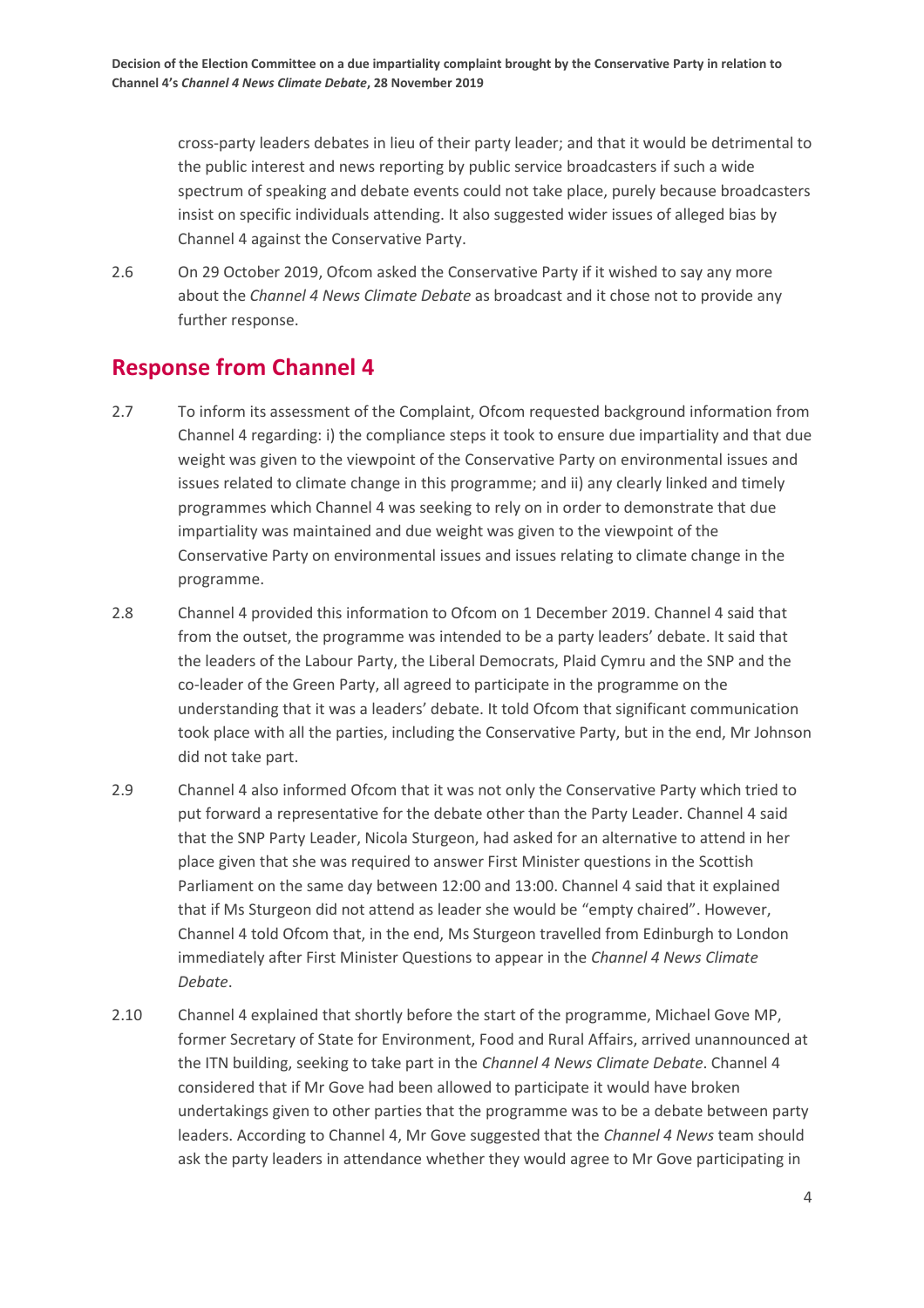cross-party leaders debates in lieu of their party leader; and that it would be detrimental to the public interest and news reporting by public service broadcasters if such a wide spectrum of speaking and debate events could not take place, purely because broadcasters insist on specific individuals attending. It also suggested wider issues of alleged bias by Channel 4 against the Conservative Party.

2.6 On 29 October 2019, Ofcom asked the Conservative Party if it wished to say any more about the *Channel 4 News Climate Debate* as broadcast and it chose not to provide any further response.

## Response from Channel 4

2.7 To inform its assessment of the Complaint, Ofcom requested background information from Channel 4 regarding: i) the compliance steps it took to ensure due impartiality and that due weight was given to the viewpoint of the Conservative Party on environmental issues and issues related to climate change in this programme; and ii) any clearly linked and timely programmes which Channel 4 was seeking to rely on in order to demonstrate that due impartiality was maintained and due weight was given to the viewpoint of the Conservative Party on environmental issues and issues relating to climate change in the programme.

2.8 Channel 4 provided this information to Ofcom on 1 December 2019. Channel 4 said that from the outset, the programme was intended to be a party leaders' debate. It said that the leaders of the Labour Party, the Liberal Democrats, Plaid Cymru and the SNP and the co-leader of the Green Party, all agreed to participate in the programme on the understanding that it was a leaders' debate. It told Ofcom that significant communication took place with all the parties, including the Conservative Party, but in the end, Mr Johnson did not take part.

2.9 Channel 4 also informed Ofcom that it was not only the Conservative Party which tried to put forward a representative for the debate other than the Party Leader. Channel 4 said that the SNP Party Leader, Nicola Sturgeon, had asked for an alternative to attend in her place given that she was required to answer First Minister questions in the Scottish Parliament on the same day between 12:00 and 13:00. Channel 4 said that it explained that if Ms Sturgeon did not attend as leader she would be "empty chaired". However, Channel 4 told Ofcom that, in the end, Ms Sturgeon travelled from Edinburgh to London immediately after First Minister Questions to appear in the *Channel 4 News Climate Debate*.

2.10 Channel 4 explained that shortly before the start of the programme, Michael Gove MP, former Secretary of State for Environment, Food and Rural Affairs, arrived unannounced at the ITN building, seeking to take part in the *Channel 4 News Climate Debate*. Channel 4 considered that if Mr Gove had been allowed to participate it would have broken undertakings given to other parties that the programme was to be a debate between party leaders. According to Channel 4, Mr Gove suggested that the *Channel 4 News* team should ask the party leaders in attendance whether they would agree to Mr Gove participating in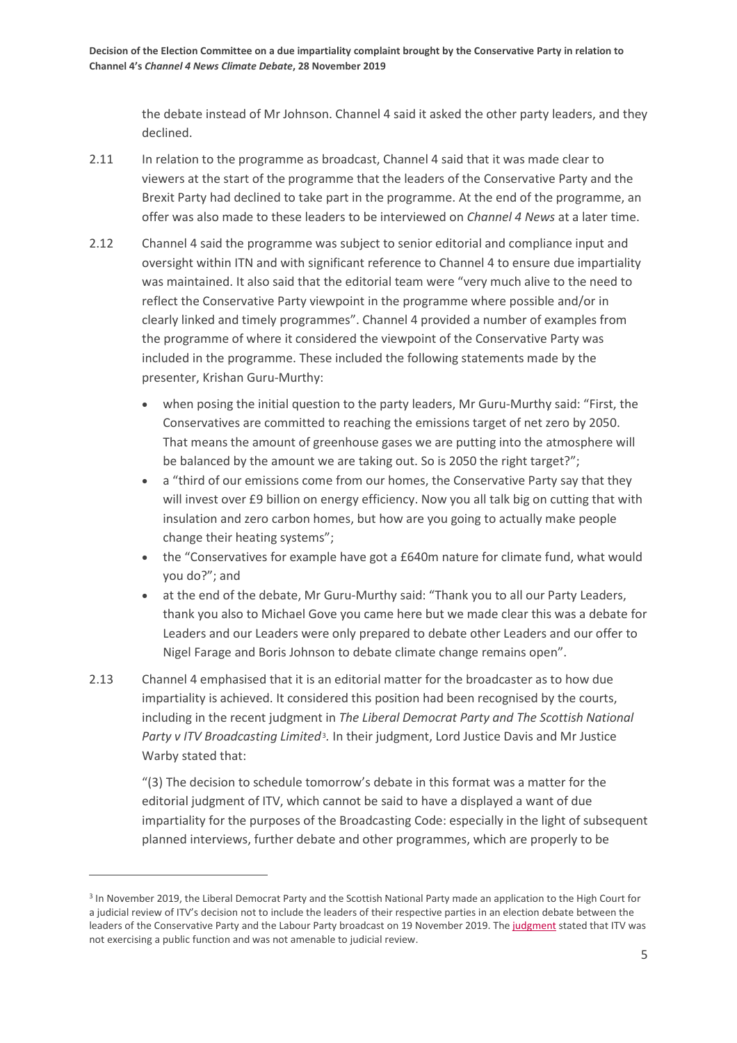the debate instead of Mr Johnson. Channel 4 said it asked the other party leaders, and they declined.

2.11 In relation to the programme as broadcast, Channel 4 said that it was made clear to viewers at the start of the programme that the leaders of the Conservative Party and the Brexit Party had declined to take part in the programme. At the end of the programme, an offer was also made to these leaders to be interviewed on *Channel 4 News* at a later time.

2.12 Channel 4 said the programme was subject to senior editorial and compliance input and oversight within ITN and with significant reference to Channel 4 to ensure due impartiality was maintained. It also said that the editorial team were "very much alive to the need to reflect the Conservative Party viewpoint in the programme where possible and/or in clearly linked and timely programmes". Channel 4 provided a number of examples from the programme of where it considered the viewpoint of the Conservative Party was included in the programme. These included the following statements made by the presenter, Krishan Guru-Murthy:

- when posing the initial question to the party leaders, Mr Guru-Murthy said: "First, the Conservatives are committed to reaching the emissions target of net zero by 2050. That means the amount of greenhouse gases we are putting into the atmosphere will be balanced by the amount we are taking out. So is 2050 the right target?";
- a "third of our emissions come from our homes, the Conservative Party say that they will invest over £9 billion on energy efficiency. Now you all talk big on cutting that with insulation and zero carbon homes, but how are you going to actually make people change their heating systems";
- the "Conservatives for example have got a £640m nature for climate fund, what would you do?"; and
- at the end of the debate, Mr Guru-Murthy said: "Thank you to all our Party Leaders, thank you also to Michael Gove you came here but we made clear this was a debate for Leaders and our Leaders were only prepared to debate other Leaders and our offer to Nigel Farage and Boris Johnson to debate climate change remains open".

2.13 Channel 4 emphasised that it is an editorial matter for the broadcaster as to how due impartiality is achieved. It considered this position had been recognised by the courts, including in the recent judgment in *The Liberal Democrat Party and The Scottish National Party v ITV Broadcasting Limited*[3]. In their judgment, Lord Justice Davis and Mr Justice Warby stated that:

"(3) The decision to schedule tomorrow's debate in this format was a matter for the editorial judgment of ITV, which cannot be said to have a displayed a want of due impartiality for the purposes of the Broadcasting Code: especially in the light of subsequent planned interviews, further debate and other programmes, which are properly to be

[3] In November 2019, the Liberal Democrat Party and the Scottish National Party made an application to the High Court for a judicial review of ITV's decision not to include the leaders of their respective parties in an election debate between the leaders of the Conservative Party and the Labour Party broadcast on 19 November 2019. The judgment stated that ITV was not exercising a public function and was not amenable to judicial review.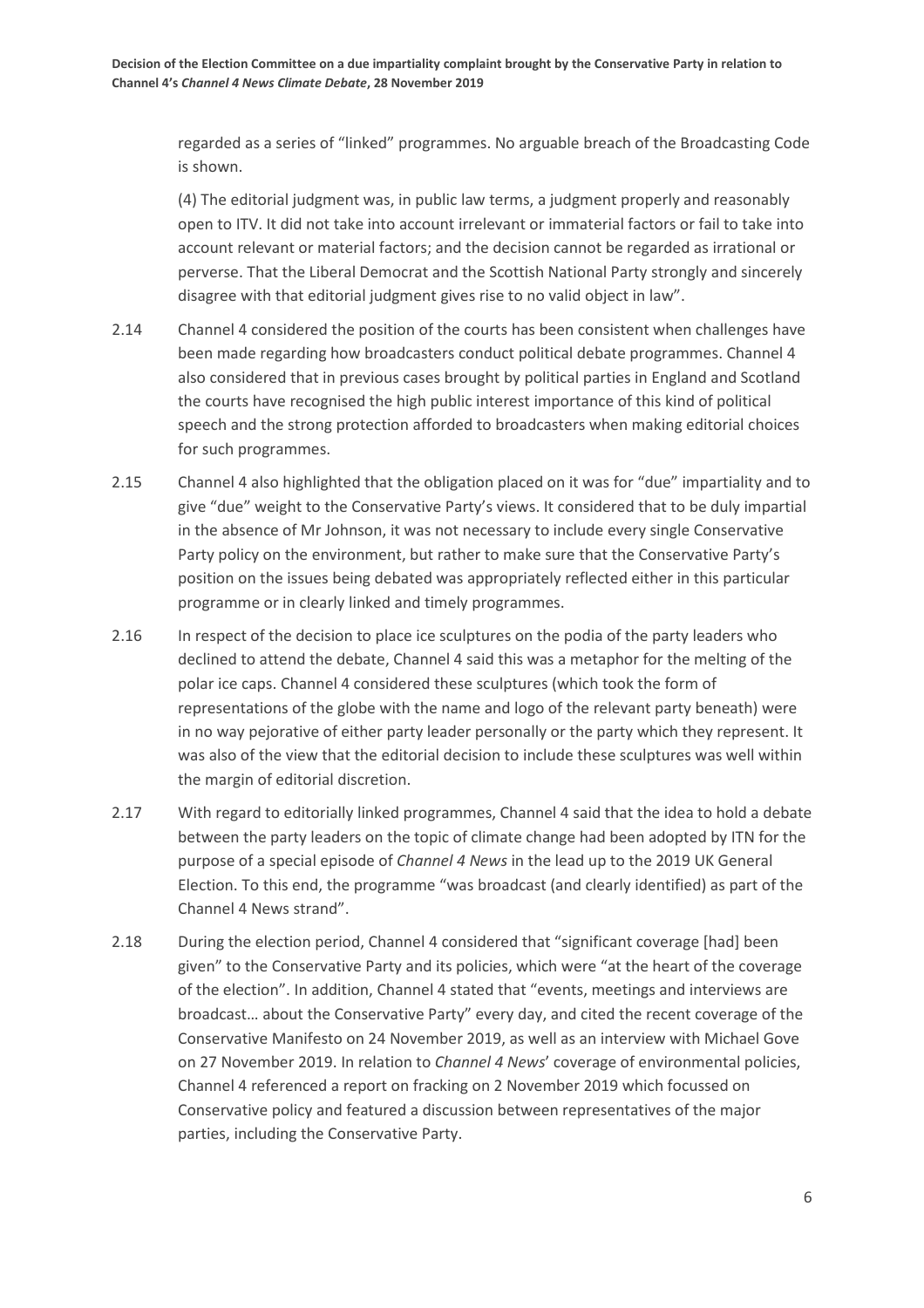regarded as a series of "linked" programmes. No arguable breach of the Broadcasting Code is shown.

(4) The editorial judgment was, in public law terms, a judgment properly and reasonably open to ITV. It did not take into account irrelevant or immaterial factors or fail to take into account relevant or material factors; and the decision cannot be regarded as irrational or perverse. That the Liberal Democrat and the Scottish National Party strongly and sincerely disagree with that editorial judgment gives rise to no valid object in law".

2.14 Channel 4 considered the position of the courts has been consistent when challenges have been made regarding how broadcasters conduct political debate programmes. Channel 4 also considered that in previous cases brought by political parties in England and Scotland the courts have recognised the high public interest importance of this kind of political speech and the strong protection afforded to broadcasters when making editorial choices for such programmes.

2.15 Channel 4 also highlighted that the obligation placed on it was for "due" impartiality and to give "due" weight to the Conservative Party's views. It considered that to be duly impartial in the absence of Mr Johnson, it was not necessary to include every single Conservative Party policy on the environment, but rather to make sure that the Conservative Party's position on the issues being debated was appropriately reflected either in this particular programme or in clearly linked and timely programmes.

2.16 In respect of the decision to place ice sculptures on the podia of the party leaders who declined to attend the debate, Channel 4 said this was a metaphor for the melting of the polar ice caps. Channel 4 considered these sculptures (which took the form of representations of the globe with the name and logo of the relevant party beneath) were in no way pejorative of either party leader personally or the party which they represent. It was also of the view that the editorial decision to include these sculptures was well within the margin of editorial discretion.

2.17 With regard to editorially linked programmes, Channel 4 said that the idea to hold a debate between the party leaders on the topic of climate change had been adopted by ITN for the purpose of a special episode of *Channel 4 News* in the lead up to the 2019 UK General Election. To this end, the programme "was broadcast (and clearly identified) as part of the Channel 4 News strand".

2.18 During the election period, Channel 4 considered that "significant coverage [had] been given" to the Conservative Party and its policies, which were "at the heart of the coverage of the election". In addition, Channel 4 stated that "events, meetings and interviews are broadcast… about the Conservative Party" every day, and cited the recent coverage of the Conservative Manifesto on 24 November 2019, as well as an interview with Michael Gove on 27 November 2019. In relation to *Channel 4 News*' coverage of environmental policies, Channel 4 referenced a report on fracking on 2 November 2019 which focussed on Conservative policy and featured a discussion between representatives of the major parties, including the Conservative Party.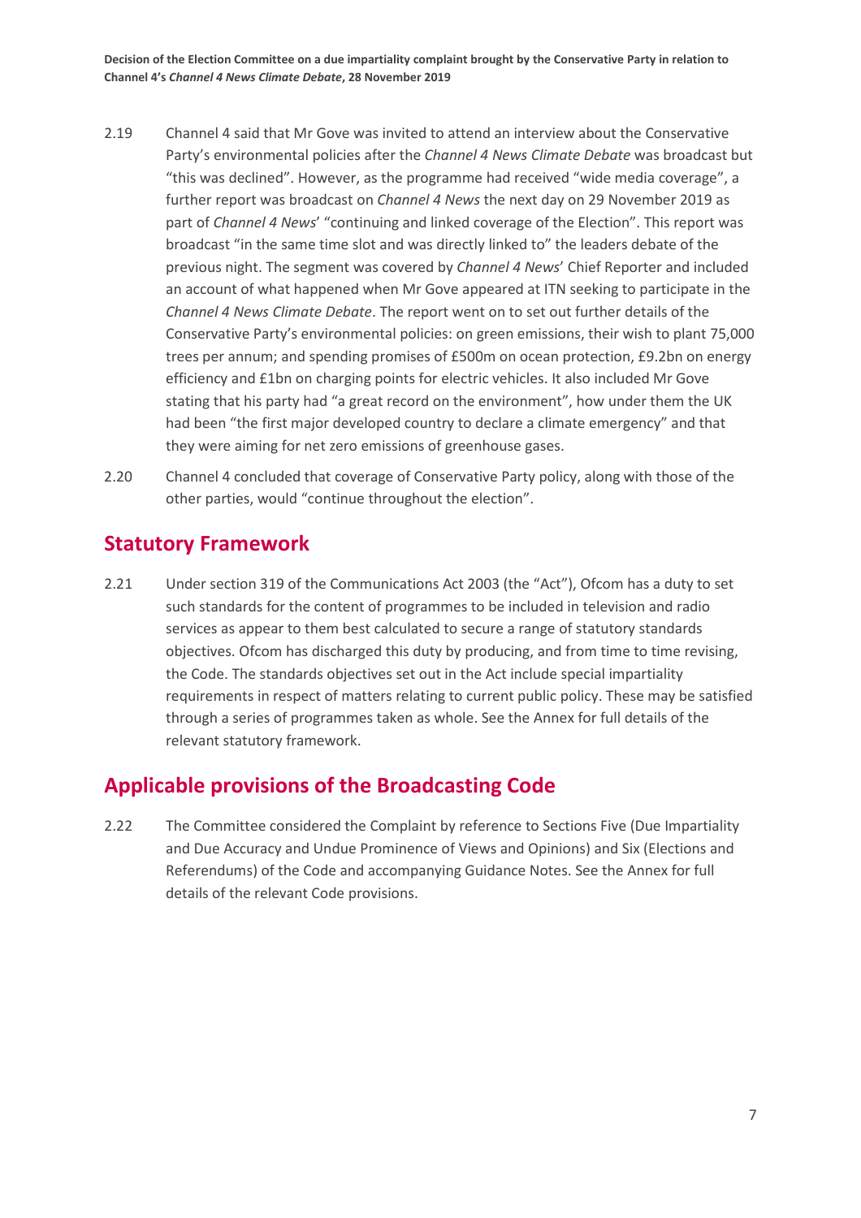2.19 Channel 4 said that Mr Gove was invited to attend an interview about the Conservative Party's environmental policies after the *Channel 4 News Climate Debate* was broadcast but "this was declined". However, as the programme had received "wide media coverage", a further report was broadcast on *Channel 4 News* the next day on 29 November 2019 as part of *Channel 4 News*' "continuing and linked coverage of the Election". This report was broadcast "in the same time slot and was directly linked to" the leaders debate of the previous night. The segment was covered by *Channel 4 News*' Chief Reporter and included an account of what happened when Mr Gove appeared at ITN seeking to participate in the *Channel 4 News Climate Debate*. The report went on to set out further details of the Conservative Party's environmental policies: on green emissions, their wish to plant 75,000 trees per annum; and spending promises of £500m on ocean protection, £9.2bn on energy efficiency and £1bn on charging points for electric vehicles. It also included Mr Gove stating that his party had "a great record on the environment", how under them the UK had been "the first major developed country to declare a climate emergency" and that they were aiming for net zero emissions of greenhouse gases.

2.20 Channel 4 concluded that coverage of Conservative Party policy, along with those of the other parties, would "continue throughout the election".

## Statutory Framework

2.21 Under section 319 of the Communications Act 2003 (the "Act"), Ofcom has a duty to set such standards for the content of programmes to be included in television and radio services as appear to them best calculated to secure a range of statutory standards objectives. Ofcom has discharged this duty by producing, and from time to time revising, the Code. The standards objectives set out in the Act include special impartiality requirements in respect of matters relating to current public policy. These may be satisfied through a series of programmes taken as whole. See the Annex for full details of the relevant statutory framework.

## Applicable provisions of the Broadcasting Code

2.22 The Committee considered the Complaint by reference to Sections Five (Due Impartiality and Due Accuracy and Undue Prominence of Views and Opinions) and Six (Elections and Referendums) of the Code and accompanying Guidance Notes. See the Annex for full details of the relevant Code provisions.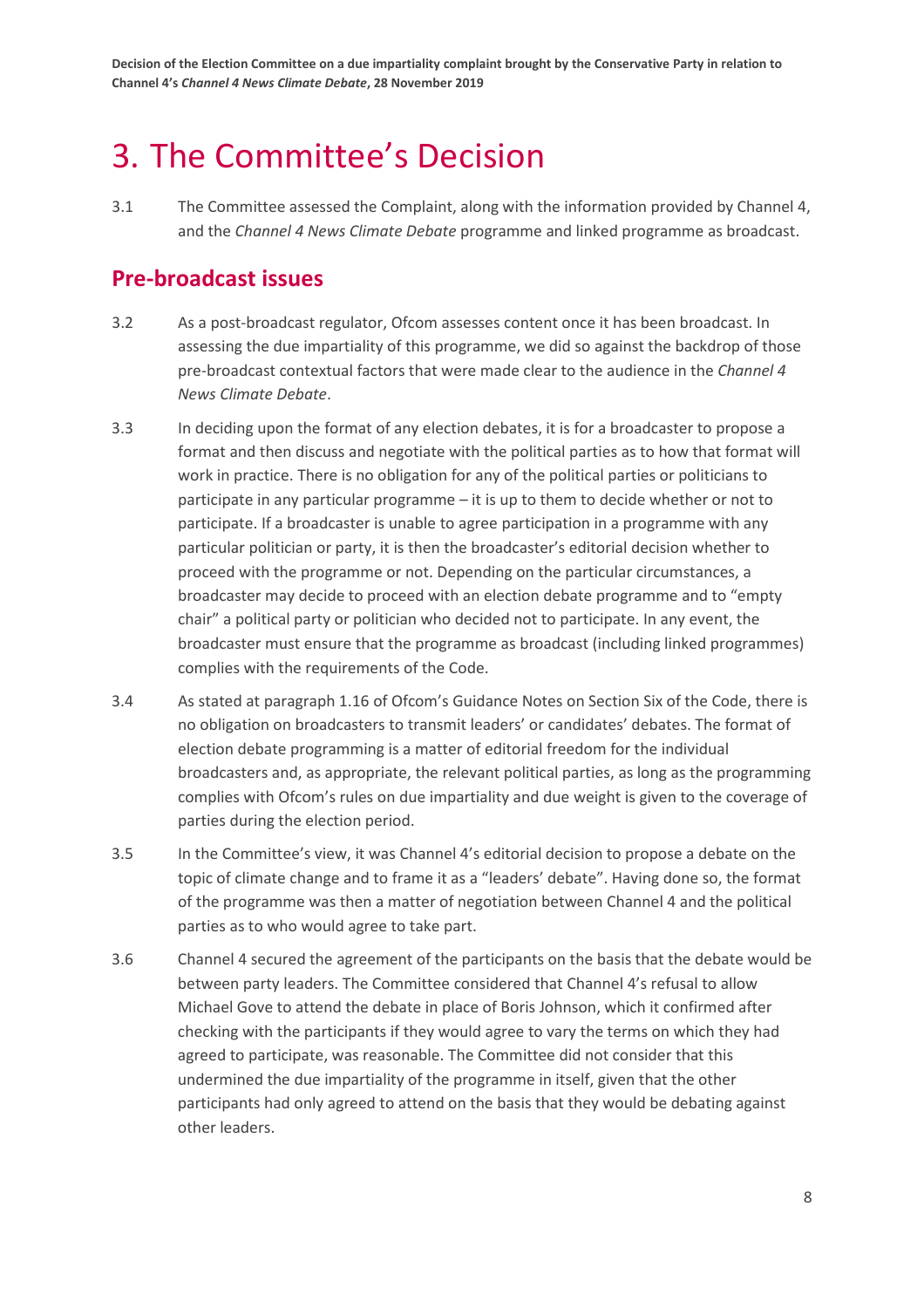# 3. The Committee's Decision

3.1 The Committee assessed the Complaint, along with the information provided by Channel 4, and the *Channel 4 News Climate Debate* programme and linked programme as broadcast.

## Pre-broadcast issues

3.2 As a post-broadcast regulator, Ofcom assesses content once it has been broadcast. In assessing the due impartiality of this programme, we did so against the backdrop of those pre-broadcast contextual factors that were made clear to the audience in the *Channel 4 News Climate Debate*.

3.3 In deciding upon the format of any election debates, it is for a broadcaster to propose a format and then discuss and negotiate with the political parties as to how that format will work in practice. There is no obligation for any of the political parties or politicians to participate in any particular programme – it is up to them to decide whether or not to participate. If a broadcaster is unable to agree participation in a programme with any particular politician or party, it is then the broadcaster's editorial decision whether to proceed with the programme or not. Depending on the particular circumstances, a broadcaster may decide to proceed with an election debate programme and to "empty chair" a political party or politician who decided not to participate. In any event, the broadcaster must ensure that the programme as broadcast (including linked programmes) complies with the requirements of the Code.

3.4 As stated at paragraph 1.16 of Ofcom's Guidance Notes on Section Six of the Code, there is no obligation on broadcasters to transmit leaders' or candidates' debates. The format of election debate programming is a matter of editorial freedom for the individual broadcasters and, as appropriate, the relevant political parties, as long as the programming complies with Ofcom's rules on due impartiality and due weight is given to the coverage of parties during the election period.

3.5 In the Committee's view, it was Channel 4's editorial decision to propose a debate on the topic of climate change and to frame it as a "leaders' debate". Having done so, the format of the programme was then a matter of negotiation between Channel 4 and the political parties as to who would agree to take part.

3.6 Channel 4 secured the agreement of the participants on the basis that the debate would be between party leaders. The Committee considered that Channel 4's refusal to allow Michael Gove to attend the debate in place of Boris Johnson, which it confirmed after checking with the participants if they would agree to vary the terms on which they had agreed to participate, was reasonable. The Committee did not consider that this undermined the due impartiality of the programme in itself, given that the other participants had only agreed to attend on the basis that they would be debating against other leaders.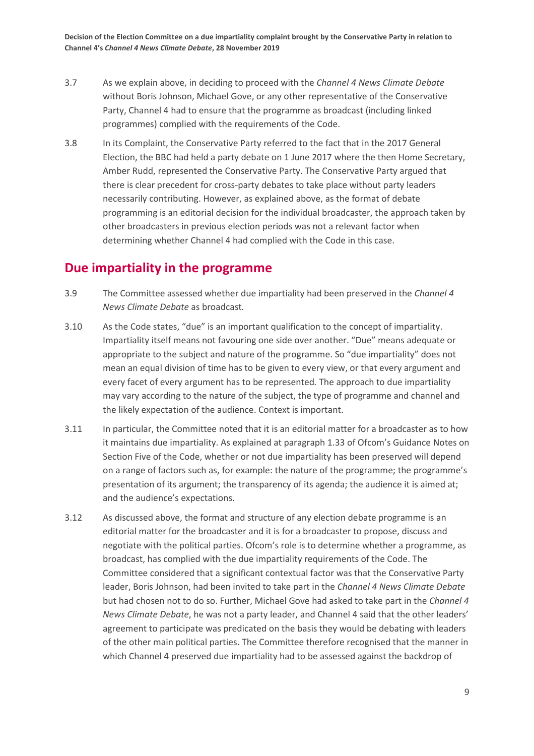3.7 As we explain above, in deciding to proceed with the *Channel 4 News Climate Debate* without Boris Johnson, Michael Gove, or any other representative of the Conservative Party, Channel 4 had to ensure that the programme as broadcast (including linked programmes) complied with the requirements of the Code.

3.8 In its Complaint, the Conservative Party referred to the fact that in the 2017 General Election, the BBC had held a party debate on 1 June 2017 where the then Home Secretary, Amber Rudd, represented the Conservative Party. The Conservative Party argued that there is clear precedent for cross-party debates to take place without party leaders necessarily contributing. However, as explained above, as the format of debate programming is an editorial decision for the individual broadcaster, the approach taken by other broadcasters in previous election periods was not a relevant factor when determining whether Channel 4 had complied with the Code in this case.

## Due impartiality in the programme

3.9 The Committee assessed whether due impartiality had been preserved in the *Channel 4 News Climate Debate* as broadcast.

3.10 As the Code states, "due" is an important qualification to the concept of impartiality. Impartiality itself means not favouring one side over another. "Due" means adequate or appropriate to the subject and nature of the programme. So "due impartiality" does not mean an equal division of time has to be given to every view, or that every argument and every facet of every argument has to be represented. The approach to due impartiality may vary according to the nature of the subject, the type of programme and channel and the likely expectation of the audience. Context is important.

3.11 In particular, the Committee noted that it is an editorial matter for a broadcaster as to how it maintains due impartiality. As explained at paragraph 1.33 of Ofcom's Guidance Notes on Section Five of the Code, whether or not due impartiality has been preserved will depend on a range of factors such as, for example: the nature of the programme; the programme's presentation of its argument; the transparency of its agenda; the audience it is aimed at; and the audience's expectations.

3.12 As discussed above, the format and structure of any election debate programme is an editorial matter for the broadcaster and it is for a broadcaster to propose, discuss and negotiate with the political parties. Ofcom's role is to determine whether a programme, as broadcast, has complied with the due impartiality requirements of the Code. The Committee considered that a significant contextual factor was that the Conservative Party leader, Boris Johnson, had been invited to take part in the *Channel 4 News Climate Debate* but had chosen not to do so. Further, Michael Gove had asked to take part in the *Channel 4 News Climate Debate*, he was not a party leader, and Channel 4 said that the other leaders' agreement to participate was predicated on the basis they would be debating with leaders of the other main political parties. The Committee therefore recognised that the manner in which Channel 4 preserved due impartiality had to be assessed against the backdrop of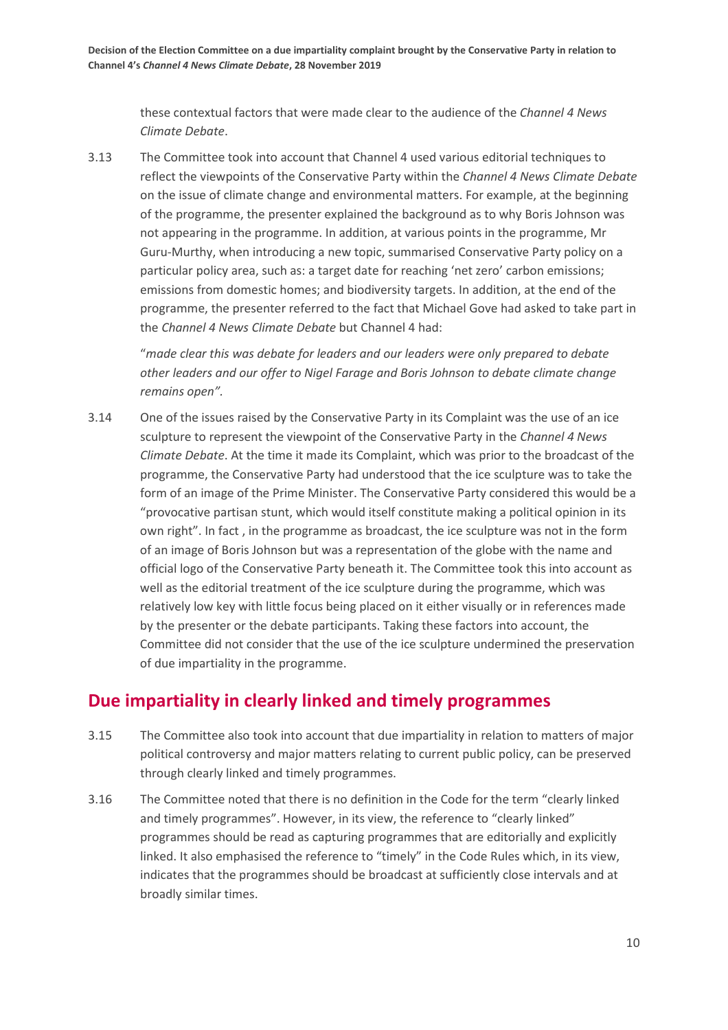these contextual factors that were made clear to the audience of the *Channel 4 News Climate Debate*.

3.13 The Committee took into account that Channel 4 used various editorial techniques to reflect the viewpoints of the Conservative Party within the *Channel 4 News Climate Debate* on the issue of climate change and environmental matters. For example, at the beginning of the programme, the presenter explained the background as to why Boris Johnson was not appearing in the programme. In addition, at various points in the programme, Mr Guru-Murthy, when introducing a new topic, summarised Conservative Party policy on a particular policy area, such as: a target date for reaching 'net zero' carbon emissions; emissions from domestic homes; and biodiversity targets. In addition, at the end of the programme, the presenter referred to the fact that Michael Gove had asked to take part in the *Channel 4 News Climate Debate* but Channel 4 had:

> "*made clear this was debate for leaders and our leaders were only prepared to debate other leaders and our offer to Nigel Farage and Boris Johnson to debate climate change remains open".*

3.14 One of the issues raised by the Conservative Party in its Complaint was the use of an ice sculpture to represent the viewpoint of the Conservative Party in the *Channel 4 News Climate Debate*. At the time it made its Complaint, which was prior to the broadcast of the programme, the Conservative Party had understood that the ice sculpture was to take the form of an image of the Prime Minister. The Conservative Party considered this would be a "provocative partisan stunt, which would itself constitute making a political opinion in its own right". In fact , in the programme as broadcast, the ice sculpture was not in the form of an image of Boris Johnson but was a representation of the globe with the name and official logo of the Conservative Party beneath it. The Committee took this into account as well as the editorial treatment of the ice sculpture during the programme, which was relatively low key with little focus being placed on it either visually or in references made by the presenter or the debate participants. Taking these factors into account, the Committee did not consider that the use of the ice sculpture undermined the preservation of due impartiality in the programme.

## Due impartiality in clearly linked and timely programmes

3.15 The Committee also took into account that due impartiality in relation to matters of major political controversy and major matters relating to current public policy, can be preserved through clearly linked and timely programmes.

3.16 The Committee noted that there is no definition in the Code for the term "clearly linked and timely programmes". However, in its view, the reference to "clearly linked" programmes should be read as capturing programmes that are editorially and explicitly linked. It also emphasised the reference to "timely" in the Code Rules which, in its view, indicates that the programmes should be broadcast at sufficiently close intervals and at broadly similar times.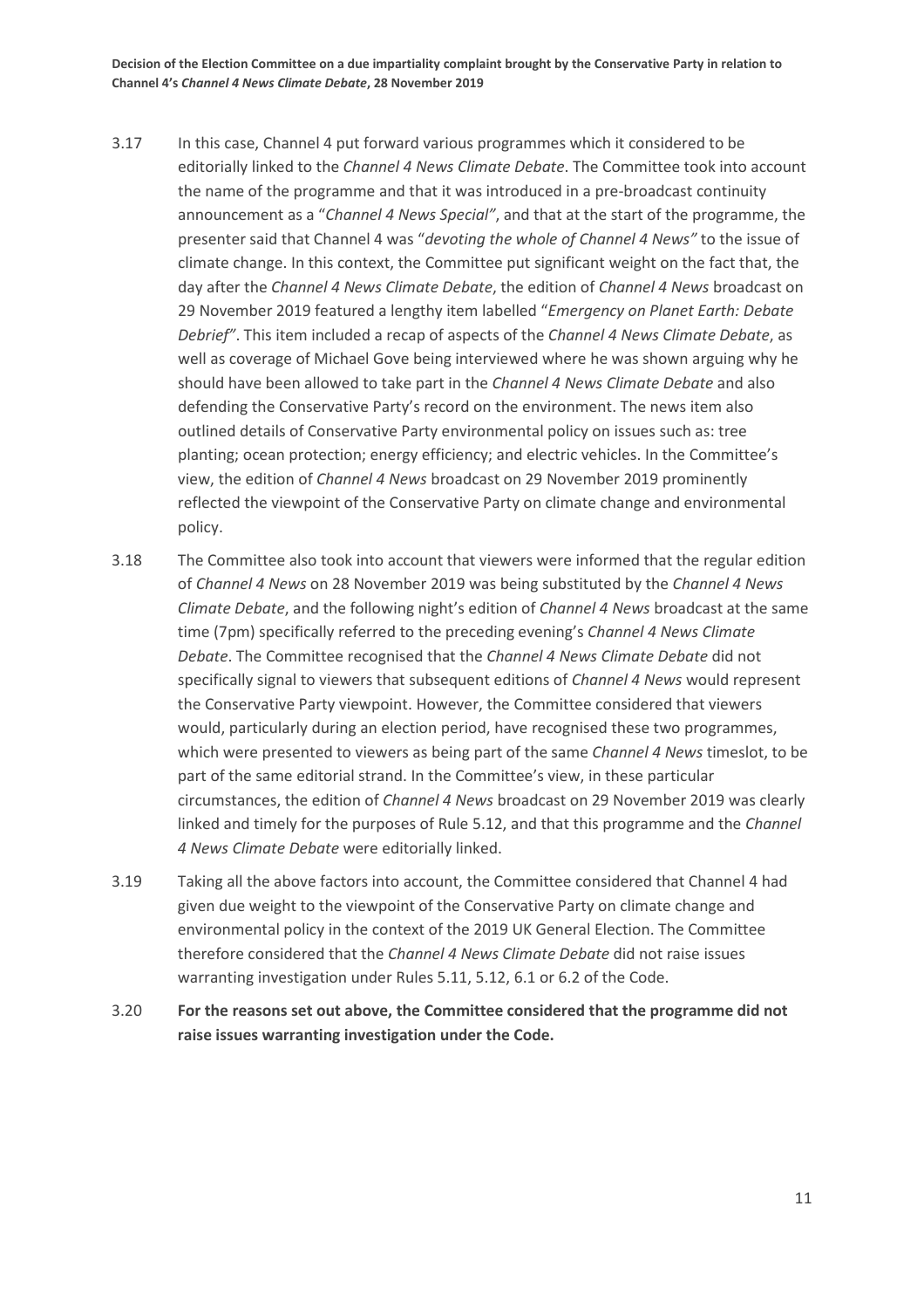3.17 In this case, Channel 4 put forward various programmes which it considered to be editorially linked to the *Channel 4 News Climate Debate*. The Committee took into account the name of the programme and that it was introduced in a pre-broadcast continuity announcement as a "*Channel 4 News Special"*, and that at the start of the programme, the presenter said that Channel 4 was "*devoting the whole of Channel 4 News"* to the issue of climate change. In this context, the Committee put significant weight on the fact that, the day after the *Channel 4 News Climate Debate*, the edition of *Channel 4 News* broadcast on 29 November 2019 featured a lengthy item labelled "*Emergency on Planet Earth: Debate Debrief"*. This item included a recap of aspects of the *Channel 4 News Climate Debate*, as well as coverage of Michael Gove being interviewed where he was shown arguing why he should have been allowed to take part in the *Channel 4 News Climate Debate* and also defending the Conservative Party's record on the environment. The news item also outlined details of Conservative Party environmental policy on issues such as: tree planting; ocean protection; energy efficiency; and electric vehicles. In the Committee's view, the edition of *Channel 4 News* broadcast on 29 November 2019 prominently reflected the viewpoint of the Conservative Party on climate change and environmental policy.

3.18 The Committee also took into account that viewers were informed that the regular edition of *Channel 4 News* on 28 November 2019 was being substituted by the *Channel 4 News Climate Debate*, and the following night's edition of *Channel 4 News* broadcast at the same time (7pm) specifically referred to the preceding evening's *Channel 4 News Climate Debate*. The Committee recognised that the *Channel 4 News Climate Debate* did not specifically signal to viewers that subsequent editions of *Channel 4 News* would represent the Conservative Party viewpoint. However, the Committee considered that viewers would, particularly during an election period, have recognised these two programmes, which were presented to viewers as being part of the same *Channel 4 News* timeslot, to be part of the same editorial strand. In the Committee's view, in these particular circumstances, the edition of *Channel 4 News* broadcast on 29 November 2019 was clearly linked and timely for the purposes of Rule 5.12, and that this programme and the *Channel 4 News Climate Debate* were editorially linked.

3.19 Taking all the above factors into account, the Committee considered that Channel 4 had given due weight to the viewpoint of the Conservative Party on climate change and environmental policy in the context of the 2019 UK General Election. The Committee therefore considered that the *Channel 4 News Climate Debate* did not raise issues warranting investigation under Rules 5.11, 5.12, 6.1 or 6.2 of the Code.

3.20 **For the reasons set out above, the Committee considered that the programme did not raise issues warranting investigation under the Code.**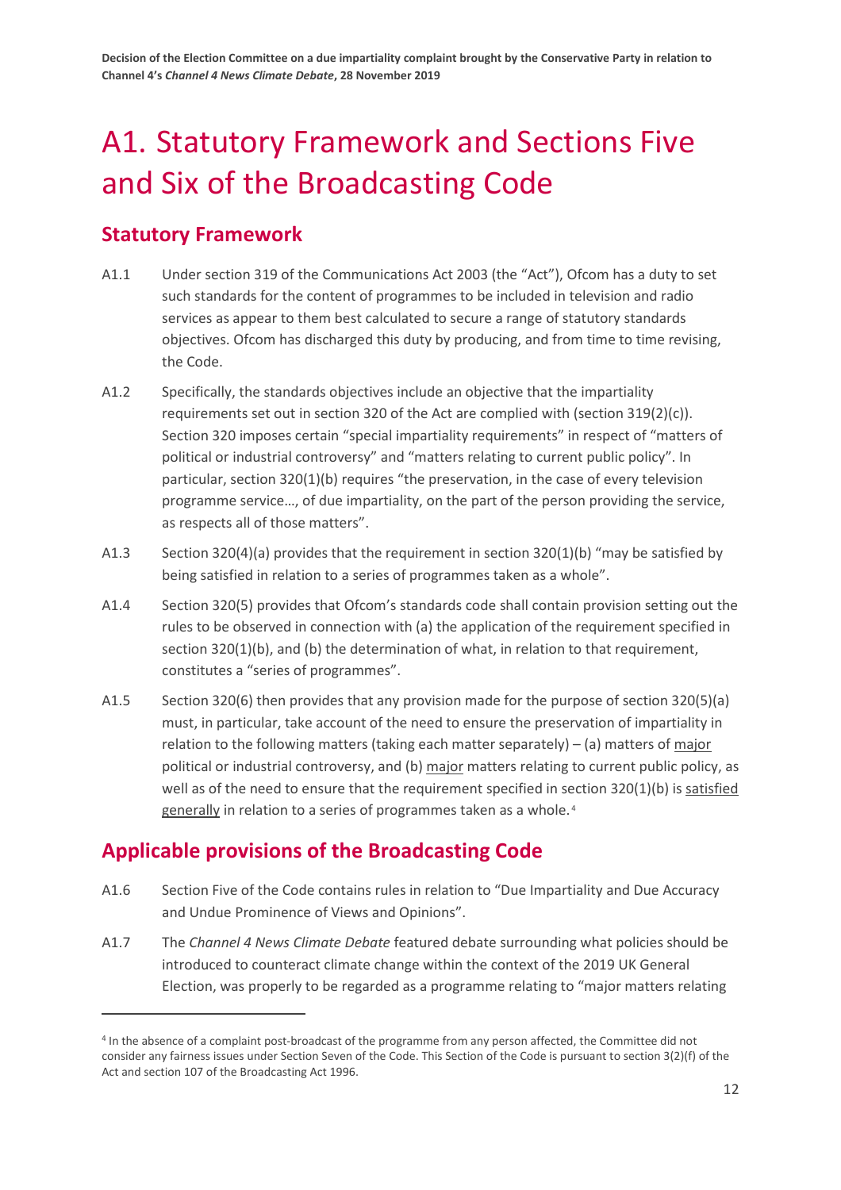# A1. Statutory Framework and Sections Five and Six of the Broadcasting Code

## Statutory Framework

A1.1 Under section 319 of the Communications Act 2003 (the "Act"), Ofcom has a duty to set such standards for the content of programmes to be included in television and radio services as appear to them best calculated to secure a range of statutory standards objectives. Ofcom has discharged this duty by producing, and from time to time revising, the Code.

A1.2 Specifically, the standards objectives include an objective that the impartiality requirements set out in section 320 of the Act are complied with (section 319(2)(c)). Section 320 imposes certain "special impartiality requirements" in respect of "matters of political or industrial controversy" and "matters relating to current public policy". In particular, section 320(1)(b) requires "the preservation, in the case of every television programme service…, of due impartiality, on the part of the person providing the service, as respects all of those matters".

A1.3 Section 320(4)(a) provides that the requirement in section 320(1)(b) "may be satisfied by being satisfied in relation to a series of programmes taken as a whole".

A1.4 Section 320(5) provides that Ofcom's standards code shall contain provision setting out the rules to be observed in connection with (a) the application of the requirement specified in section 320(1)(b), and (b) the determination of what, in relation to that requirement, constitutes a "series of programmes".

A1.5 Section 320(6) then provides that any provision made for the purpose of section 320(5)(a) must, in particular, take account of the need to ensure the preservation of impartiality in relation to the following matters (taking each matter separately) – (a) matters of <u>major</u> political or industrial controversy, and (b) <u>major</u> matters relating to current public policy, as well as of the need to ensure that the requirement specified in section 320(1)(b) is <u>satisfied generally</u> in relation to a series of programmes taken as a whole.[4]

## Applicable provisions of the Broadcasting Code

A1.6 Section Five of the Code contains rules in relation to "Due Impartiality and Due Accuracy and Undue Prominence of Views and Opinions".

A1.7 The *Channel 4 News Climate Debate* featured debate surrounding what policies should be introduced to counteract climate change within the context of the 2019 UK General Election, was properly to be regarded as a programme relating to "major matters relating

[4] In the absence of a complaint post-broadcast of the programme from any person affected, the Committee did not consider any fairness issues under Section Seven of the Code. This Section of the Code is pursuant to section 3(2)(f) of the Act and section 107 of the Broadcasting Act 1996.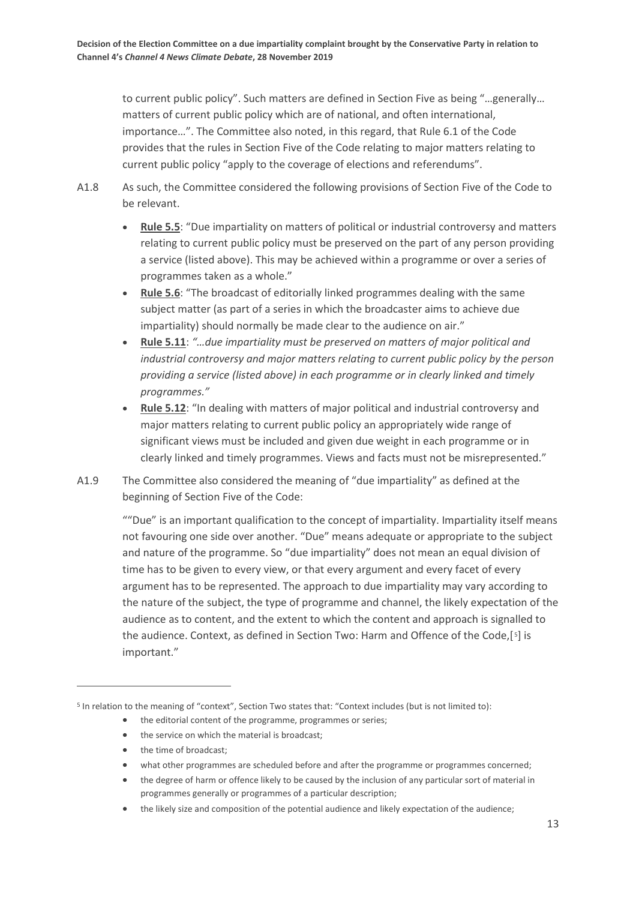to current public policy". Such matters are defined in Section Five as being "…generally… matters of current public policy which are of national, and often international, importance…". The Committee also noted, in this regard, that Rule 6.1 of the Code provides that the rules in Section Five of the Code relating to major matters relating to current public policy "apply to the coverage of elections and referendums".

A1.8 As such, the Committee considered the following provisions of Section Five of the Code to be relevant.

- **Rule 5.5**: "Due impartiality on matters of political or industrial controversy and matters relating to current public policy must be preserved on the part of any person providing a service (listed above). This may be achieved within a programme or over a series of programmes taken as a whole."
- **Rule 5.6**: "The broadcast of editorially linked programmes dealing with the same subject matter (as part of a series in which the broadcaster aims to achieve due impartiality) should normally be made clear to the audience on air."
- **Rule 5.11**: *"…due impartiality must be preserved on matters of major political and industrial controversy and major matters relating to current public policy by the person providing a service (listed above) in each programme or in clearly linked and timely programmes."*
- **Rule 5.12**: "In dealing with matters of major political and industrial controversy and major matters relating to current public policy an appropriately wide range of significant views must be included and given due weight in each programme or in clearly linked and timely programmes. Views and facts must not be misrepresented."

A1.9 The Committee also considered the meaning of "due impartiality" as defined at the beginning of Section Five of the Code:

""Due" is an important qualification to the concept of impartiality. Impartiality itself means not favouring one side over another. "Due" means adequate or appropriate to the subject and nature of the programme. So "due impartiality" does not mean an equal division of time has to be given to every view, or that every argument and every facet of every argument has to be represented. The approach to due impartiality may vary according to the nature of the subject, the type of programme and channel, the likely expectation of the audience as to content, and the extent to which the content and approach is signalled to the audience. Context, as defined in Section Two: Harm and Offence of the Code,[5] is important."

---

[5] In relation to the meaning of "context", Section Two states that: "Context includes (but is not limited to):

- the editorial content of the programme, programmes or series;
- the service on which the material is broadcast;
- the time of broadcast;
- what other programmes are scheduled before and after the programme or programmes concerned;
- the degree of harm or offence likely to be caused by the inclusion of any particular sort of material in programmes generally or programmes of a particular description;
- the likely size and composition of the potential audience and likely expectation of the audience;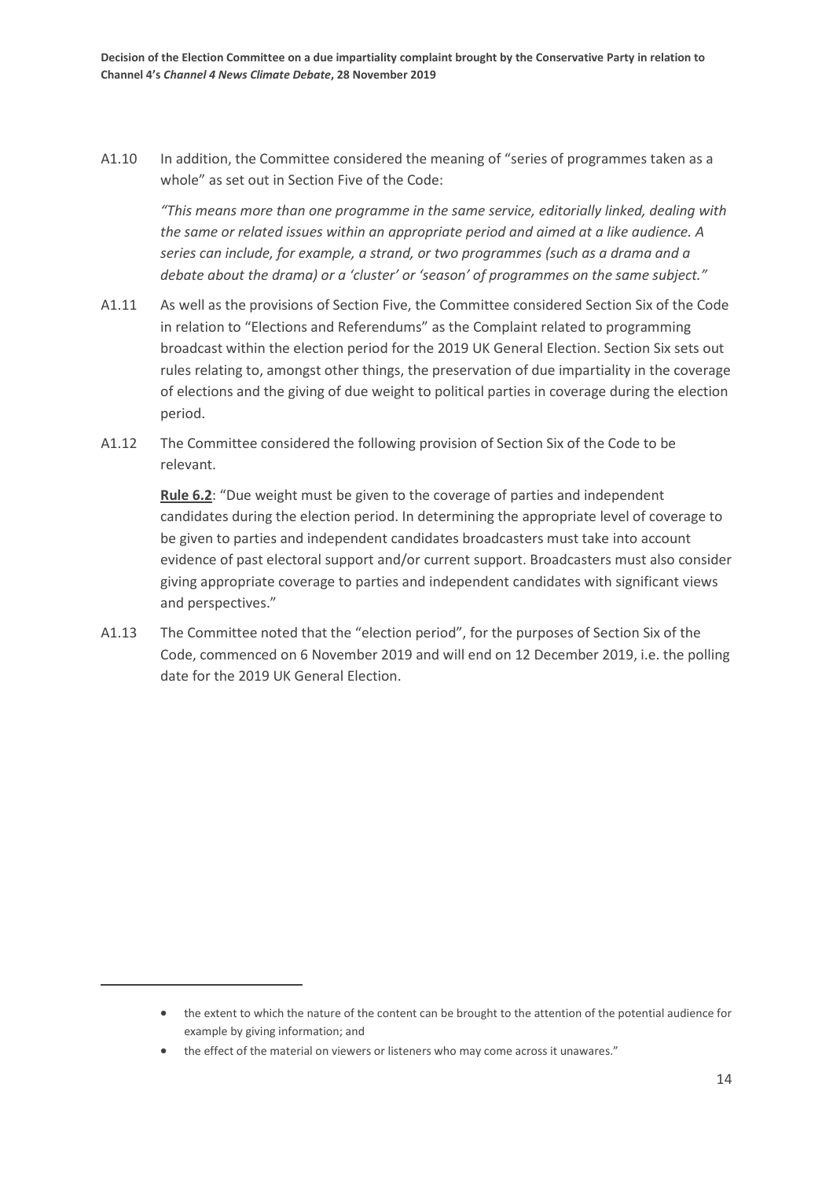A1.10 In addition, the Committee considered the meaning of "series of programmes taken as a whole" as set out in Section Five of the Code:

> *"This means more than one programme in the same service, editorially linked, dealing with the same or related issues within an appropriate period and aimed at a like audience. A series can include, for example, a strand, or two programmes (such as a drama and a debate about the drama) or a 'cluster' or 'season' of programmes on the same subject."*

A1.11 As well as the provisions of Section Five, the Committee considered Section Six of the Code in relation to "Elections and Referendums" as the Complaint related to programming broadcast within the election period for the 2019 UK General Election. Section Six sets out rules relating to, amongst other things, the preservation of due impartiality in the coverage of elections and the giving of due weight to political parties in coverage during the election period.

A1.12 The Committee considered the following provision of Section Six of the Code to be relevant.

> **Rule 6.2**: "Due weight must be given to the coverage of parties and independent candidates during the election period. In determining the appropriate level of coverage to be given to parties and independent candidates broadcasters must take into account evidence of past electoral support and/or current support. Broadcasters must also consider giving appropriate coverage to parties and independent candidates with significant views and perspectives."

A1.13 The Committee noted that the "election period", for the purposes of Section Six of the Code, commenced on 6 November 2019 and will end on 12 December 2019, i.e. the polling date for the 2019 UK General Election.

---

- the extent to which the nature of the content can be brought to the attention of the potential audience for example by giving information; and
- the effect of the material on viewers or listeners who may come across it unawares."